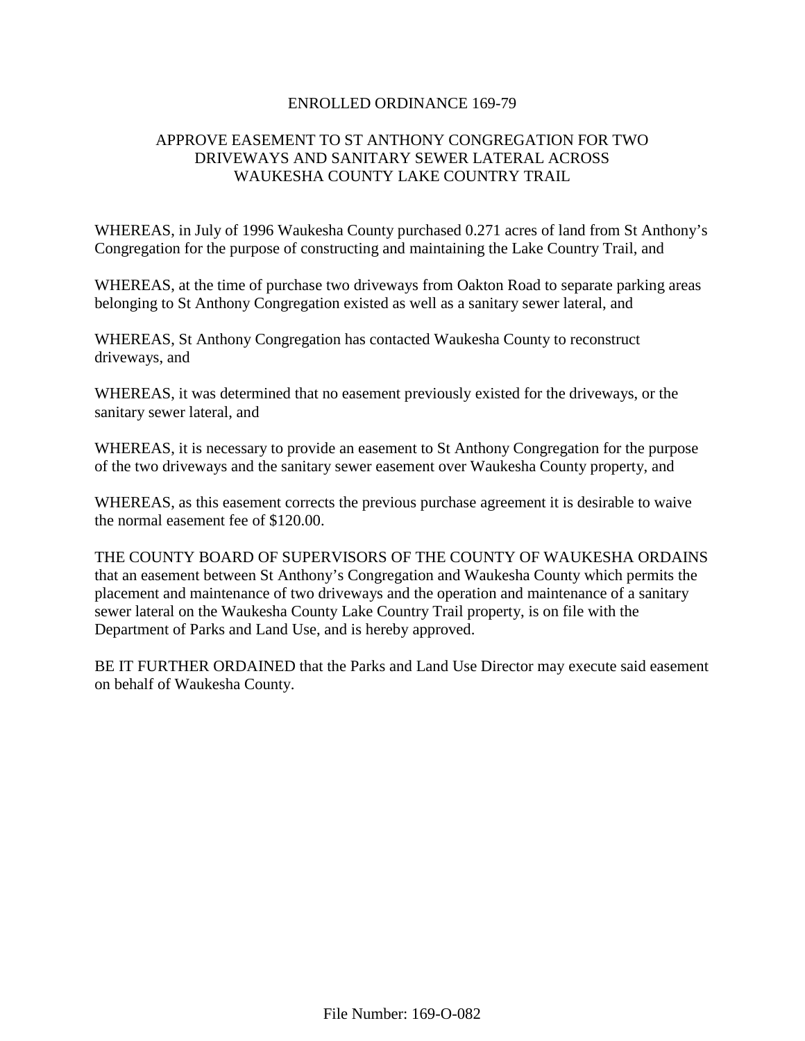# ENROLLED ORDINANCE 169-79

## APPROVE EASEMENT TO ST ANTHONY CONGREGATION FOR TWO DRIVEWAYS AND SANITARY SEWER LATERAL ACROSS WAUKESHA COUNTY LAKE COUNTRY TRAIL

WHEREAS, in July of 1996 Waukesha County purchased 0.271 acres of land from St Anthony's Congregation for the purpose of constructing and maintaining the Lake Country Trail, and

WHEREAS, at the time of purchase two driveways from Oakton Road to separate parking areas belonging to St Anthony Congregation existed as well as a sanitary sewer lateral, and

WHEREAS, St Anthony Congregation has contacted Waukesha County to reconstruct driveways, and

WHEREAS, it was determined that no easement previously existed for the driveways, or the sanitary sewer lateral, and

WHEREAS, it is necessary to provide an easement to St Anthony Congregation for the purpose of the two driveways and the sanitary sewer easement over Waukesha County property, and

WHEREAS, as this easement corrects the previous purchase agreement it is desirable to waive the normal easement fee of $120.00.

THE COUNTY BOARD OF SUPERVISORS OF THE COUNTY OF WAUKESHA ORDAINS that an easement between St Anthony's Congregation and Waukesha County which permits the placement and maintenance of two driveways and the operation and maintenance of a sanitary sewer lateral on the Waukesha County Lake Country Trail property, is on file with the Department of Parks and Land Use, and is hereby approved.

BE IT FURTHER ORDAINED that the Parks and Land Use Director may execute said easement on behalf of Waukesha County.

File Number: 169-O-082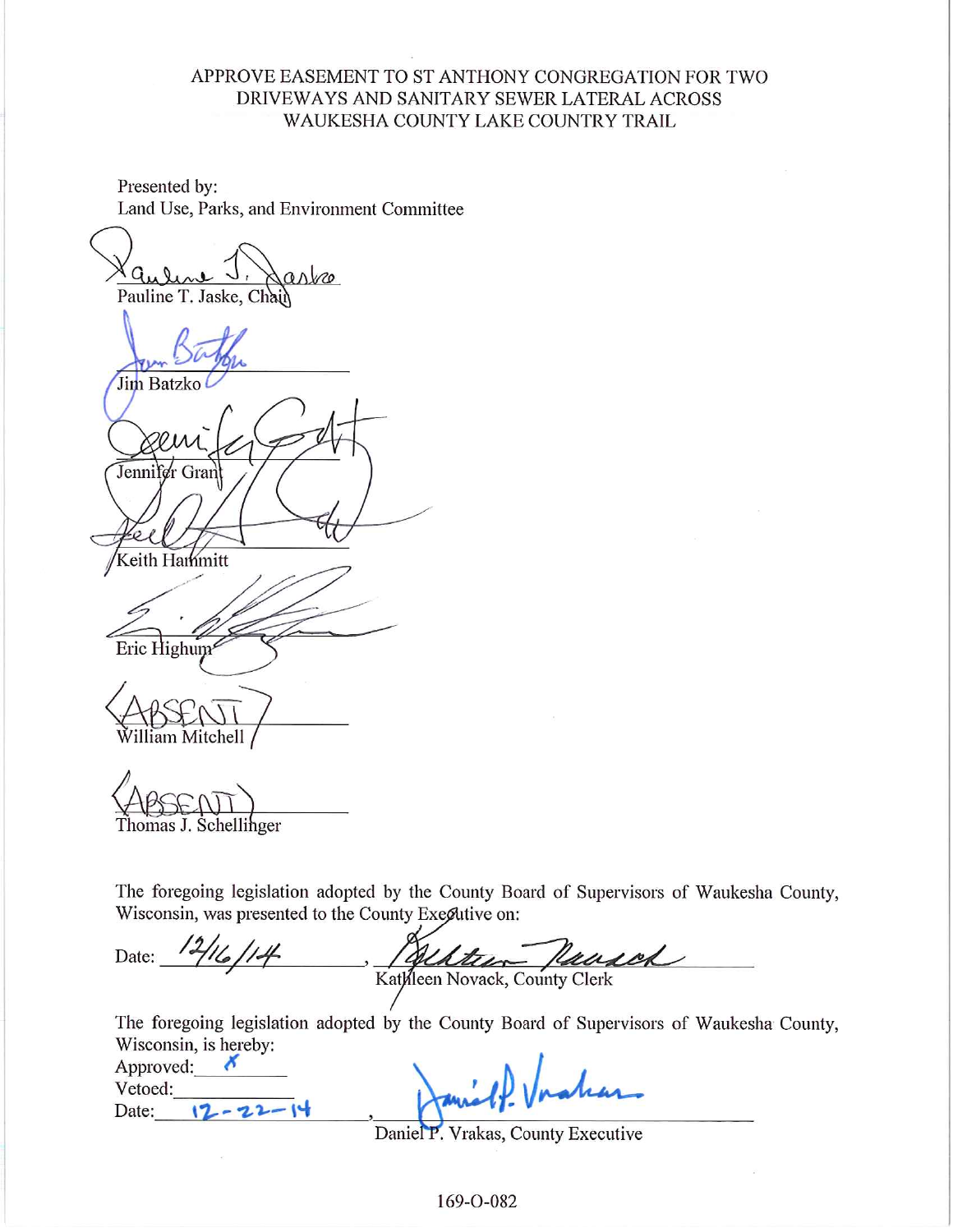APPROVE EASEMENT TO ST ANTHONY CONGREGATION FOR TWO DRIVEWAYS AND SANITARY SEWER LATERAL ACROSS WAUKESHA COUNTY LAKE COUNTRY TRAIL

Presented by:
Land Use, Parks, and Environment Committee

Pauline T. Jaske, Chair

Jim Batzko

Jennifer Grant

Keith Hammitt

Eric Highum

(ABSENT)
William Mitchell

(ABSENT)
Thomas J. Schellinger

The foregoing legislation adopted by the County Board of Supervisors of Waukesha County, Wisconsin, was presented to the County Executive on:

Date: 12/16/14, Kathleen Novack, County Clerk

The foregoing legislation adopted by the County Board of Supervisors of Waukesha County, Wisconsin, is hereby:

Approved: X
Vetoed: ______
Date: 12-22-14, Daniel P. Vrakas, County Executive

169-O-082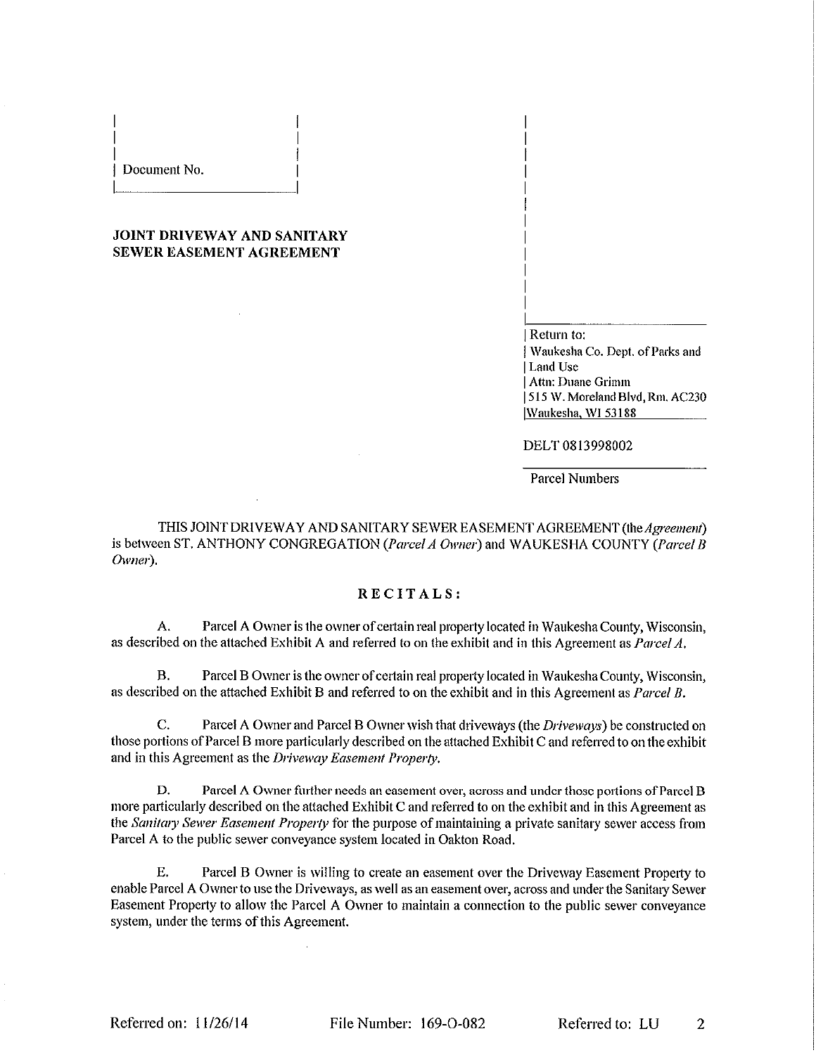Document No.

**JOINT DRIVEWAY AND SANITARY SEWER EASEMENT AGREEMENT**

Return to:
Waukesha Co. Dept. of Parks and Land Use
Attn: Duane Grimm
515 W. Moreland Blvd, Rm. AC230
Waukesha, WI 53188

DELT 0813998002

Parcel Numbers

THIS JOINT DRIVEWAY AND SANITARY SEWER EASEMENT AGREEMENT (the *Agreement*) is between ST. ANTHONY CONGREGATION (*Parcel A Owner*) and WAUKESHA COUNTY (*Parcel B Owner*).

## RECITALS:

A. Parcel A Owner is the owner of certain real property located in Waukesha County, Wisconsin, as described on the attached Exhibit A and referred to on the exhibit and in this Agreement as *Parcel A*.

B. Parcel B Owner is the owner of certain real property located in Waukesha County, Wisconsin, as described on the attached Exhibit B and referred to on the exhibit and in this Agreement as *Parcel B*.

C. Parcel A Owner and Parcel B Owner wish that driveways (the *Driveways*) be constructed on those portions of Parcel B more particularly described on the attached Exhibit C and referred to on the exhibit and in this Agreement as the *Driveway Easement Property*.

D. Parcel A Owner further needs an easement over, across and under those portions of Parcel B more particularly described on the attached Exhibit C and referred to on the exhibit and in this Agreement as the *Sanitary Sewer Easement Property* for the purpose of maintaining a private sanitary sewer access from Parcel A to the public sewer conveyance system located in Oakton Road.

E. Parcel B Owner is willing to create an easement over the Driveway Easement Property to enable Parcel A Owner to use the Driveways, as well as an easement over, across and under the Sanitary Sewer Easement Property to allow the Parcel A Owner to maintain a connection to the public sewer conveyance system, under the terms of this Agreement.

Referred on: 11/26/14 File Number: 169-O-082 Referred to: LU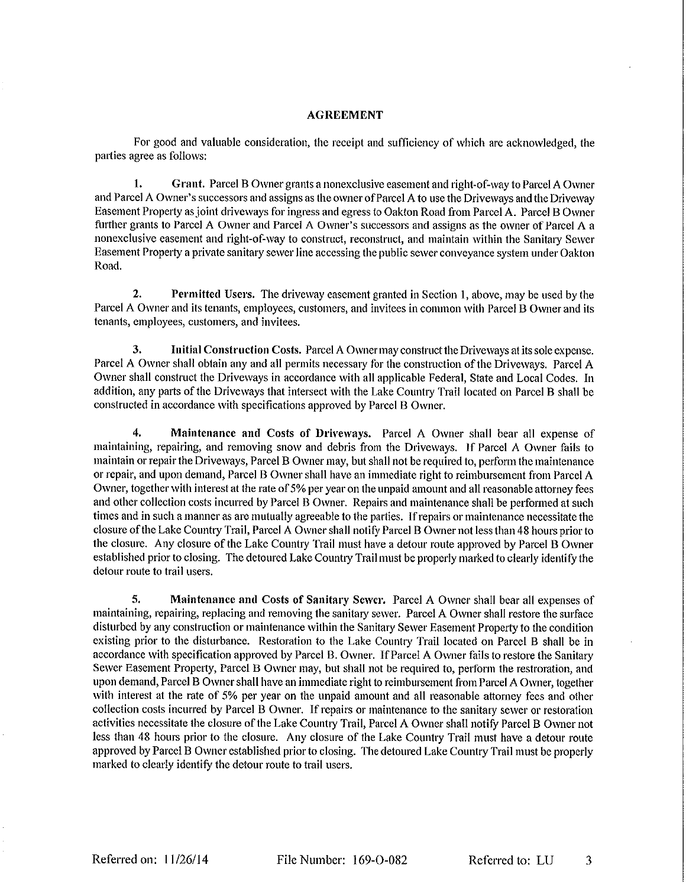## AGREEMENT

For good and valuable consideration, the receipt and sufficiency of which are acknowledged, the parties agree as follows:

1. **Grant.** Parcel B Owner grants a nonexclusive easement and right-of-way to Parcel A Owner and Parcel A Owner's successors and assigns as the owner of Parcel A to use the Driveways and the Driveway Easement Property as joint driveways for ingress and egress to Oakton Road from Parcel A. Parcel B Owner further grants to Parcel A Owner and Parcel A Owner's successors and assigns as the owner of Parcel A a nonexclusive easement and right-of-way to construct, reconstruct, and maintain within the Sanitary Sewer Easement Property a private sanitary sewer line accessing the public sewer conveyance system under Oakton Road.

2. **Permitted Users.** The driveway easement granted in Section 1, above, may be used by the Parcel A Owner and its tenants, employees, customers, and invitees in common with Parcel B Owner and its tenants, employees, customers, and invitees.

3. **Initial Construction Costs.** Parcel A Owner may construct the Driveways at its sole expense. Parcel A Owner shall obtain any and all permits necessary for the construction of the Driveways. Parcel A Owner shall construct the Driveways in accordance with all applicable Federal, State and Local Codes. In addition, any parts of the Driveways that intersect with the Lake Country Trail located on Parcel B shall be constructed in accordance with specifications approved by Parcel B Owner.

4. **Maintenance and Costs of Driveways.** Parcel A Owner shall bear all expense of maintaining, repairing, and removing snow and debris from the Driveways. If Parcel A Owner fails to maintain or repair the Driveways, Parcel B Owner may, but shall not be required to, perform the maintenance or repair, and upon demand, Parcel B Owner shall have an immediate right to reimbursement from Parcel A Owner, together with interest at the rate of 5% per year on the unpaid amount and all reasonable attorney fees and other collection costs incurred by Parcel B Owner. Repairs and maintenance shall be performed at such times and in such a manner as are mutually agreeable to the parties. If repairs or maintenance necessitate the closure of the Lake Country Trail, Parcel A Owner shall notify Parcel B Owner not less than 48 hours prior to the closure. Any closure of the Lake Country Trail must have a detour route approved by Parcel B Owner established prior to closing. The detoured Lake Country Trail must be properly marked to clearly identify the detour route to trail users.

5. **Maintenance and Costs of Sanitary Sewer.** Parcel A Owner shall bear all expenses of maintaining, repairing, replacing and removing the sanitary sewer. Parcel A Owner shall restore the surface disturbed by any construction or maintenance within the Sanitary Sewer Easement Property to the condition existing prior to the disturbance. Restoration to the Lake Country Trail located on Parcel B shall be in accordance with specification approved by Parcel B. Owner. If Parcel A Owner fails to restore the Sanitary Sewer Easement Property, Parcel B Owner may, but shall not be required to, perform the restroration, and upon demand, Parcel B Owner shall have an immediate right to reimbursement from Parcel A Owner, together with interest at the rate of 5% per year on the unpaid amount and all reasonable attorney fees and other collection costs incurred by Parcel B Owner. If repairs or maintenance to the sanitary sewer or restoration activities necessitate the closure of the Lake Country Trail, Parcel A Owner shall notify Parcel B Owner not less than 48 hours prior to the closure. Any closure of the Lake Country Trail must have a detour route approved by Parcel B Owner established prior to closing. The detoured Lake Country Trail must be properly marked to clearly identify the detour route to trail users.

Referred on: 11/26/14 File Number: 169-O-082 Referred to: LU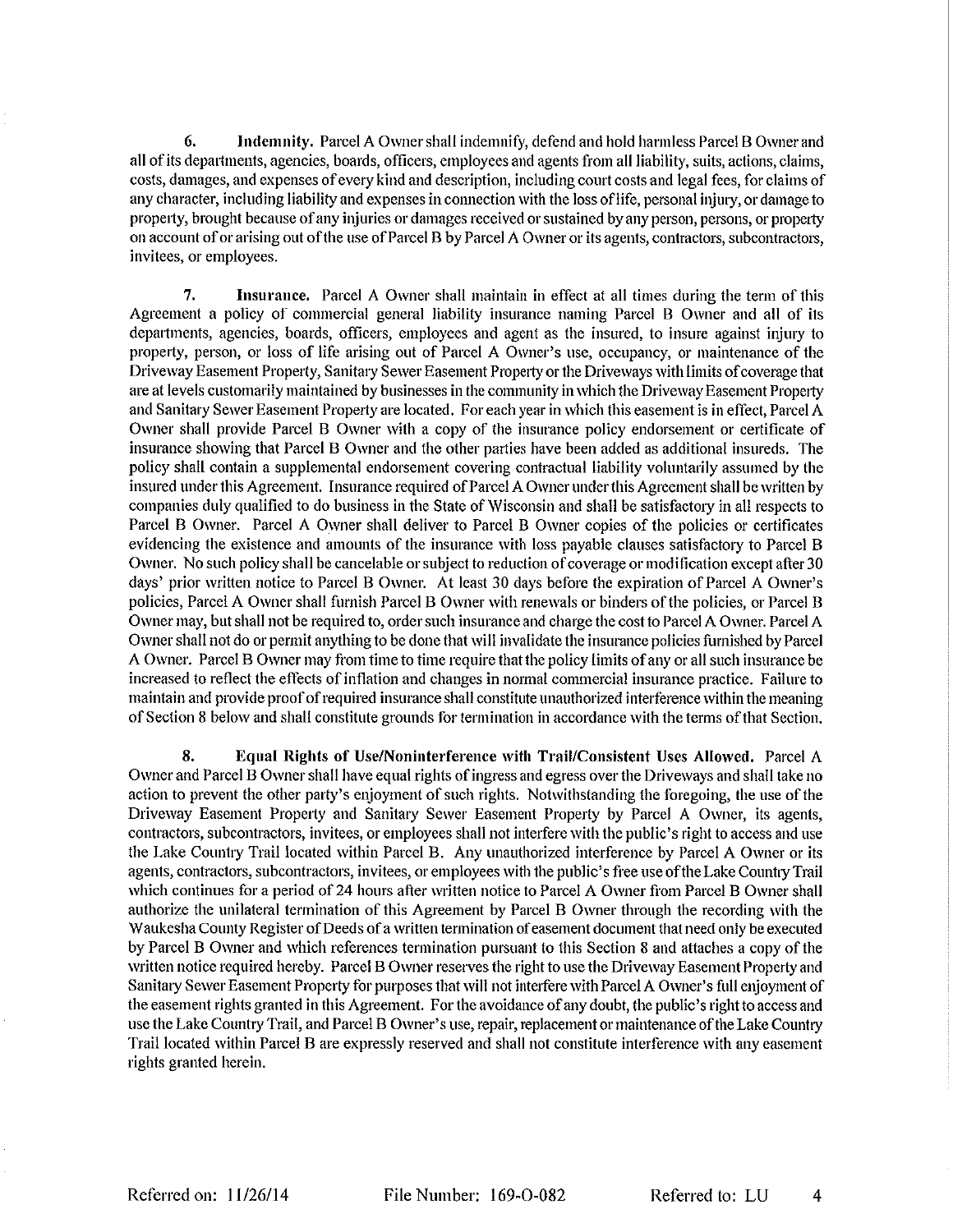6. **Indemnity.** Parcel A Owner shall indemnify, defend and hold harmless Parcel B Owner and all of its departments, agencies, boards, officers, employees and agents from all liability, suits, actions, claims, costs, damages, and expenses of every kind and description, including court costs and legal fees, for claims of any character, including liability and expenses in connection with the loss of life, personal injury, or damage to property, brought because of any injuries or damages received or sustained by any person, persons, or property on account of or arising out of the use of Parcel B by Parcel A Owner or its agents, contractors, subcontractors, invitees, or employees.

7. **Insurance.** Parcel A Owner shall maintain in effect at all times during the term of this Agreement a policy of commercial general liability insurance naming Parcel B Owner and all of its departments, agencies, boards, officers, employees and agent as the insured, to insure against injury to property, person, or loss of life arising out of Parcel A Owner's use, occupancy, or maintenance of the Driveway Easement Property, Sanitary Sewer Easement Property or the Driveways with limits of coverage that are at levels customarily maintained by businesses in the community in which the Driveway Easement Property and Sanitary Sewer Easement Property are located. For each year in which this easement is in effect, Parcel A Owner shall provide Parcel B Owner with a copy of the insurance policy endorsement or certificate of insurance showing that Parcel B Owner and the other parties have been added as additional insureds. The policy shall contain a supplemental endorsement covering contractual liability voluntarily assumed by the insured under this Agreement. Insurance required of Parcel A Owner under this Agreement shall be written by companies duly qualified to do business in the State of Wisconsin and shall be satisfactory in all respects to Parcel B Owner. Parcel A Owner shall deliver to Parcel B Owner copies of the policies or certificates evidencing the existence and amounts of the insurance with loss payable clauses satisfactory to Parcel B Owner. No such policy shall be cancelable or subject to reduction of coverage or modification except after 30 days' prior written notice to Parcel B Owner. At least 30 days before the expiration of Parcel A Owner's policies, Parcel A Owner shall furnish Parcel B Owner with renewals or binders of the policies, or Parcel B Owner may, but shall not be required to, order such insurance and charge the cost to Parcel A Owner. Parcel A Owner shall not do or permit anything to be done that will invalidate the insurance policies furnished by Parcel A Owner. Parcel B Owner may from time to time require that the policy limits of any or all such insurance be increased to reflect the effects of inflation and changes in normal commercial insurance practice. Failure to maintain and provide proof of required insurance shall constitute unauthorized interference within the meaning of Section 8 below and shall constitute grounds for termination in accordance with the terms of that Section.

8. **Equal Rights of Use/Noninterference with Trail/Consistent Uses Allowed.** Parcel A Owner and Parcel B Owner shall have equal rights of ingress and egress over the Driveways and shall take no action to prevent the other party's enjoyment of such rights. Notwithstanding the foregoing, the use of the Driveway Easement Property and Sanitary Sewer Easement Property by Parcel A Owner, its agents, contractors, subcontractors, invitees, or employees shall not interfere with the public's right to access and use the Lake Country Trail located within Parcel B. Any unauthorized interference by Parcel A Owner or its agents, contractors, subcontractors, invitees, or employees with the public's free use of the Lake Country Trail which continues for a period of 24 hours after written notice to Parcel A Owner from Parcel B Owner shall authorize the unilateral termination of this Agreement by Parcel B Owner through the recording with the Waukesha County Register of Deeds of a written termination of easement document that need only be executed by Parcel B Owner and which references termination pursuant to this Section 8 and attaches a copy of the written notice required hereby. Parcel B Owner reserves the right to use the Driveway Easement Property and Sanitary Sewer Easement Property for purposes that will not interfere with Parcel A Owner's full enjoyment of the easement rights granted in this Agreement. For the avoidance of any doubt, the public's right to access and use the Lake Country Trail, and Parcel B Owner's use, repair, replacement or maintenance of the Lake Country Trail located within Parcel B are expressly reserved and shall not constitute interference with any easement rights granted herein.

Referred on: 11/26/14 File Number: 169-O-082 Referred to: LU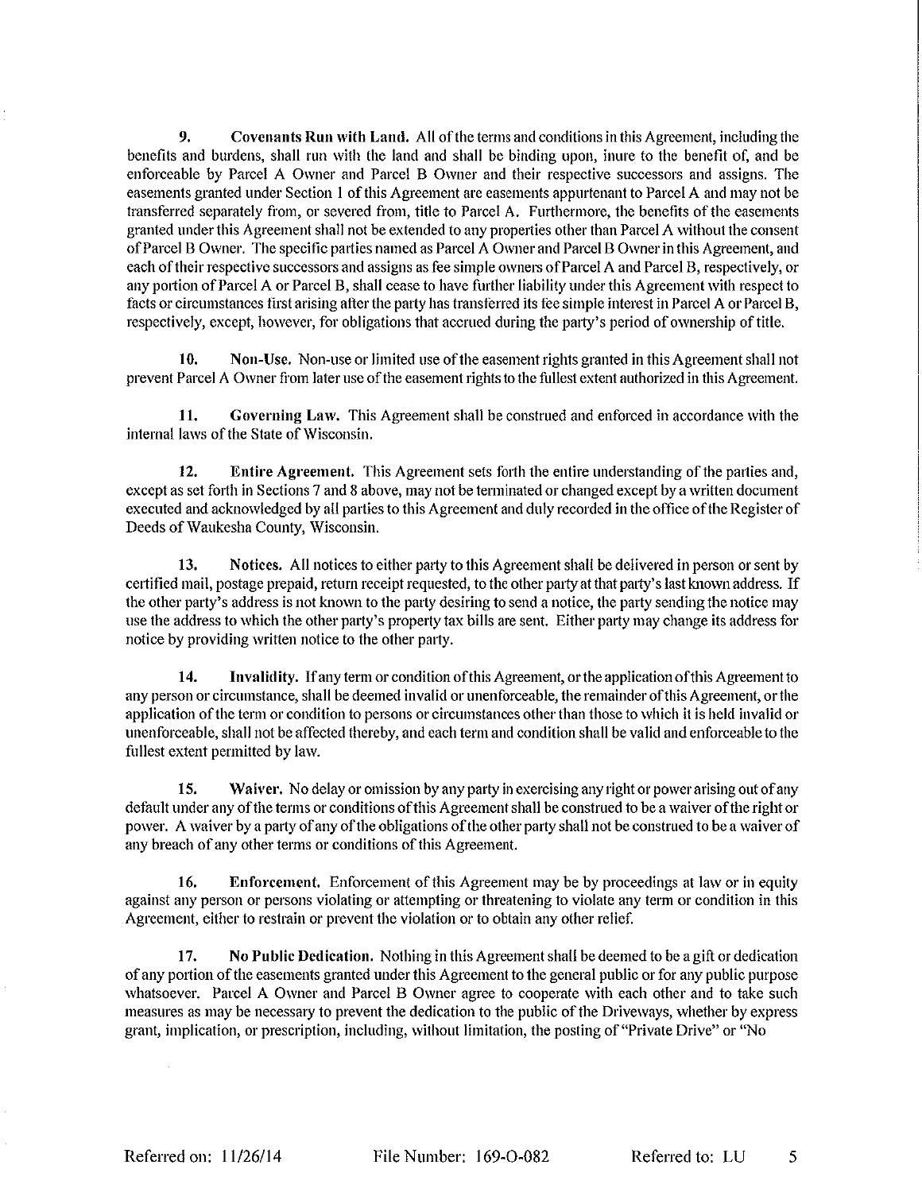**9. Covenants Run with Land.** All of the terms and conditions in this Agreement, including the benefits and burdens, shall run with the land and shall be binding upon, inure to the benefit of, and be enforceable by Parcel A Owner and Parcel B Owner and their respective successors and assigns. The easements granted under Section 1 of this Agreement are easements appurtenant to Parcel A and may not be transferred separately from, or severed from, title to Parcel A. Furthermore, the benefits of the easements granted under this Agreement shall not be extended to any properties other than Parcel A without the consent of Parcel B Owner. The specific parties named as Parcel A Owner and Parcel B Owner in this Agreement, and each of their respective successors and assigns as fee simple owners of Parcel A and Parcel B, respectively, or any portion of Parcel A or Parcel B, shall cease to have further liability under this Agreement with respect to facts or circumstances first arising after the party has transferred its fee simple interest in Parcel A or Parcel B, respectively, except, however, for obligations that accrued during the party's period of ownership of title.

**10. Non-Use.** Non-use or limited use of the easement rights granted in this Agreement shall not prevent Parcel A Owner from later use of the easement rights to the fullest extent authorized in this Agreement.

**11. Governing Law.** This Agreement shall be construed and enforced in accordance with the internal laws of the State of Wisconsin.

**12. Entire Agreement.** This Agreement sets forth the entire understanding of the parties and, except as set forth in Sections 7 and 8 above, may not be terminated or changed except by a written document executed and acknowledged by all parties to this Agreement and duly recorded in the office of the Register of Deeds of Waukesha County, Wisconsin.

**13. Notices.** All notices to either party to this Agreement shall be delivered in person or sent by certified mail, postage prepaid, return receipt requested, to the other party at that party's last known address. If the other party's address is not known to the party desiring to send a notice, the party sending the notice may use the address to which the other party's property tax bills are sent. Either party may change its address for notice by providing written notice to the other party.

**14. Invalidity.** If any term or condition of this Agreement, or the application of this Agreement to any person or circumstance, shall be deemed invalid or unenforceable, the remainder of this Agreement, or the application of the term or condition to persons or circumstances other than those to which it is held invalid or unenforceable, shall not be affected thereby, and each term and condition shall be valid and enforceable to the fullest extent permitted by law.

**15. Waiver.** No delay or omission by any party in exercising any right or power arising out of any default under any of the terms or conditions of this Agreement shall be construed to be a waiver of the right or power. A waiver by a party of any of the obligations of the other party shall not be construed to be a waiver of any breach of any other terms or conditions of this Agreement.

**16. Enforcement.** Enforcement of this Agreement may be by proceedings at law or in equity against any person or persons violating or attempting or threatening to violate any term or condition in this Agreement, either to restrain or prevent the violation or to obtain any other relief.

**17. No Public Dedication.** Nothing in this Agreement shall be deemed to be a gift or dedication of any portion of the easements granted under this Agreement to the general public or for any public purpose whatsoever. Parcel A Owner and Parcel B Owner agree to cooperate with each other and to take such measures as may be necessary to prevent the dedication to the public of the Driveways, whether by express grant, implication, or prescription, including, without limitation, the posting of "Private Drive" or "No

Referred on: 11/26/14 File Number: 169-O-082 Referred to: LU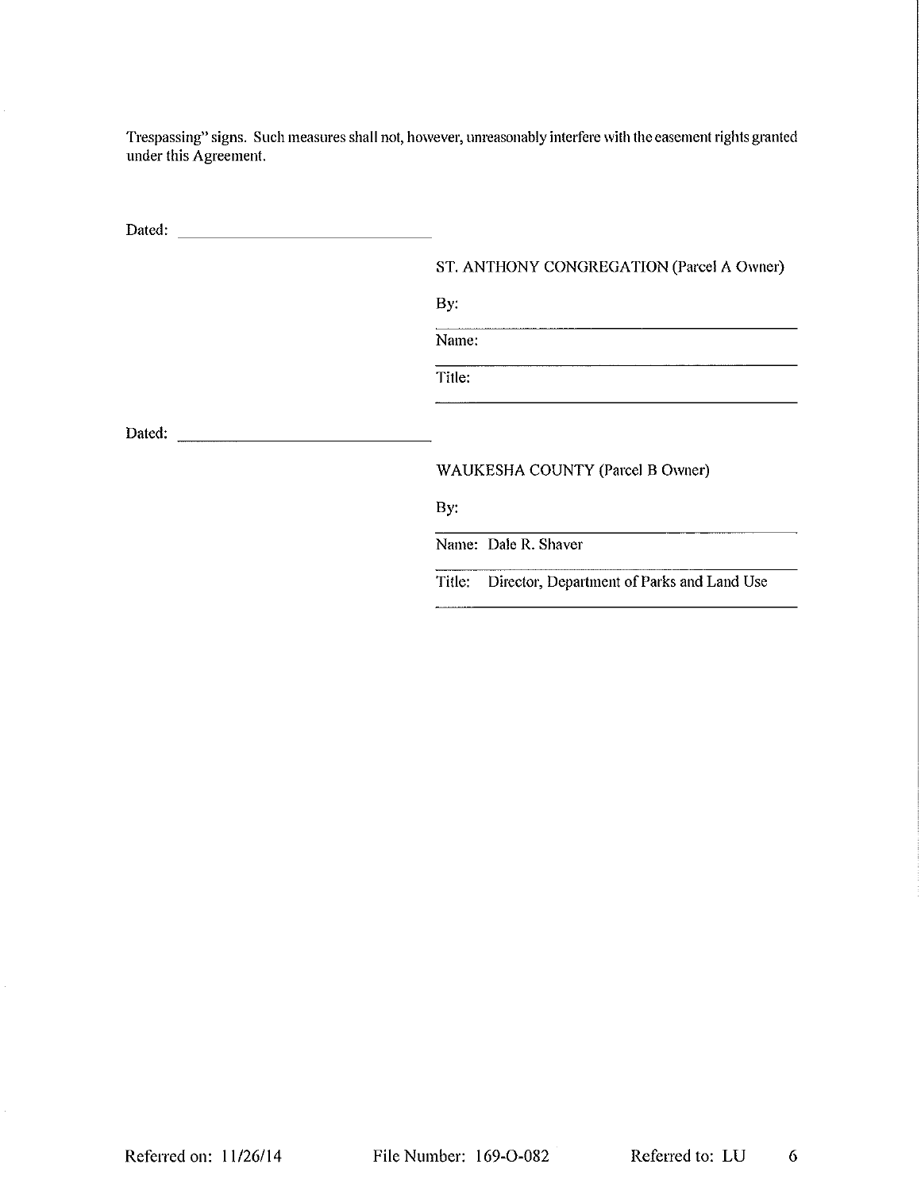Trespassing" signs. Such measures shall not, however, unreasonably interfere with the easement rights granted under this Agreement.

Dated: ______________________________

ST. ANTHONY CONGREGATION (Parcel A Owner)

By: ______________________________

Name: ______________________________

Title: ______________________________

Dated: ______________________________

WAUKESHA COUNTY (Parcel B Owner)

By: ______________________________

Name: Dale R. Shaver

Title: Director, Department of Parks and Land Use

Referred on: 11/26/14 File Number: 169-O-082 Referred to: LU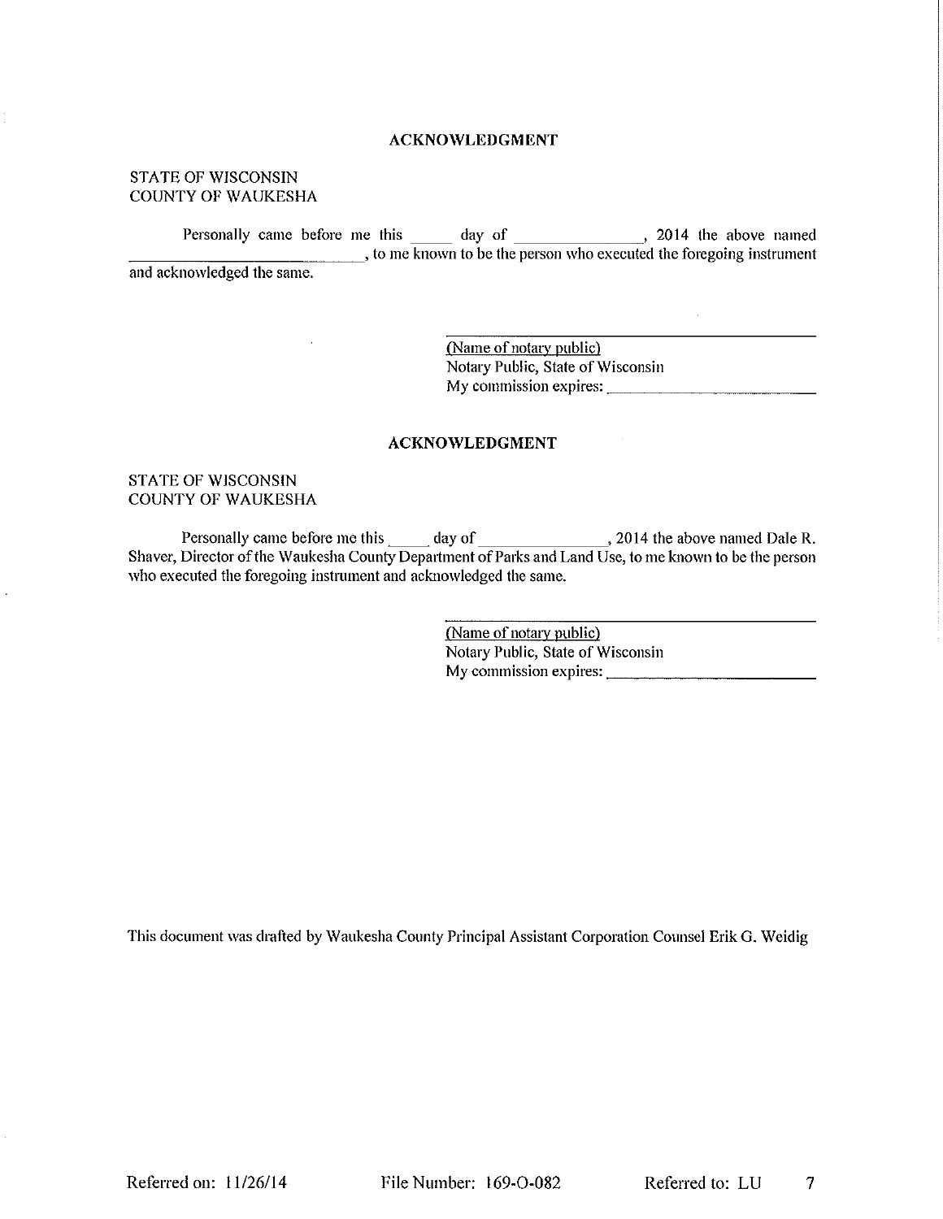## ACKNOWLEDGMENT

STATE OF WISCONSIN
COUNTY OF WAUKESHA

Personally came before me this _____ day of _______________, 2014 the above named _________________________, to me known to be the person who executed the foregoing instrument and acknowledged the same.

_______________________________________
(Name of notary public)
Notary Public, State of Wisconsin
My commission expires: _______________

## ACKNOWLEDGMENT

STATE OF WISCONSIN
COUNTY OF WAUKESHA

Personally came before me this _____ day of _______________, 2014 the above named Dale R. Shaver, Director of the Waukesha County Department of Parks and Land Use, to me known to be the person who executed the foregoing instrument and acknowledged the same.

_______________________________________
(Name of notary public)
Notary Public, State of Wisconsin
My commission expires: _______________

This document was drafted by Waukesha County Principal Assistant Corporation Counsel Erik G. Weidig

Referred on: 11/26/14 File Number: 169-O-082 Referred to: LU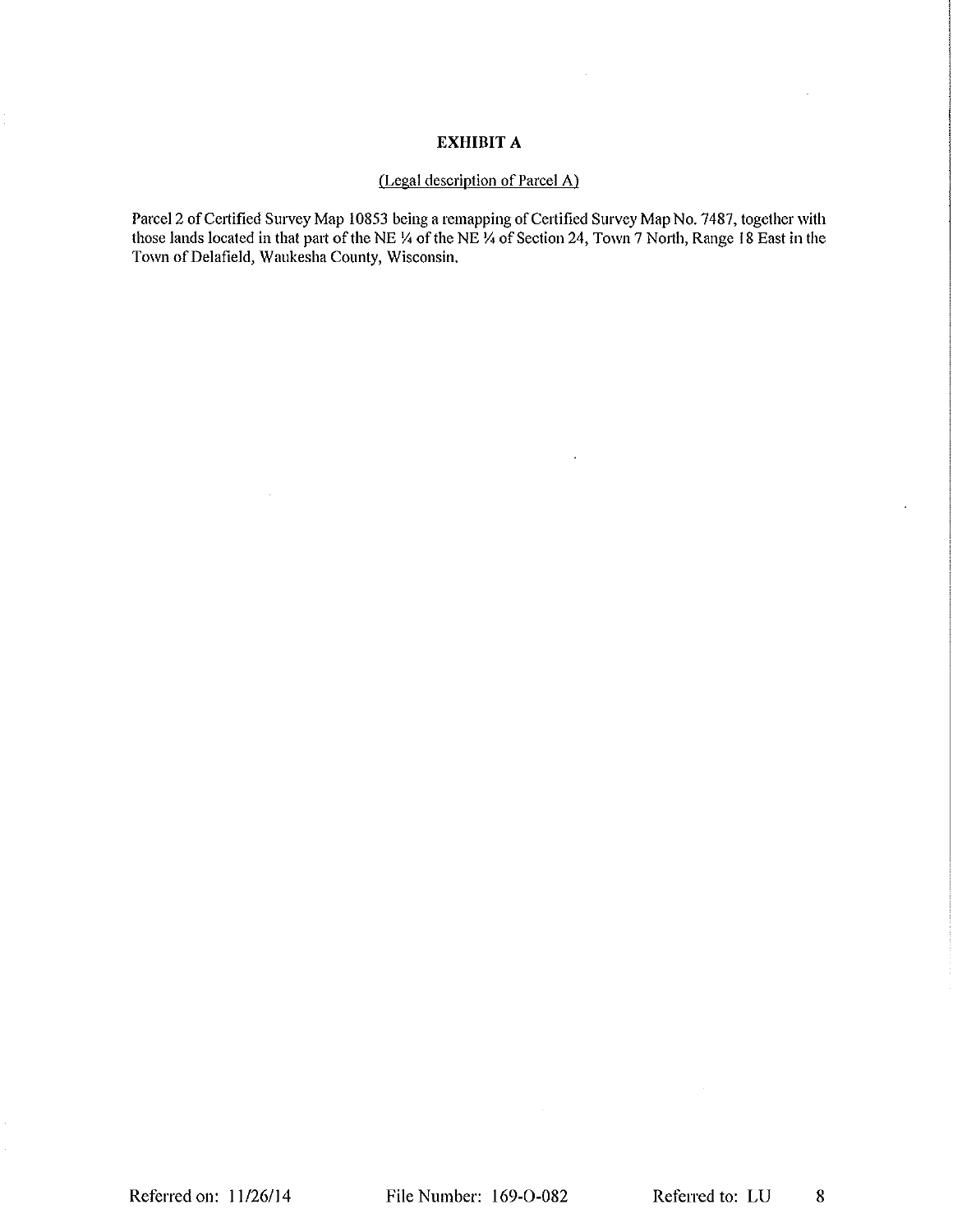# EXHIBIT A

(Legal description of Parcel A)

Parcel 2 of Certified Survey Map 10853 being a remapping of Certified Survey Map No. 7487, together with those lands located in that part of the NE ¼ of the NE ¼ of Section 24, Town 7 North, Range 18 East in the Town of Delafield, Waukesha County, Wisconsin.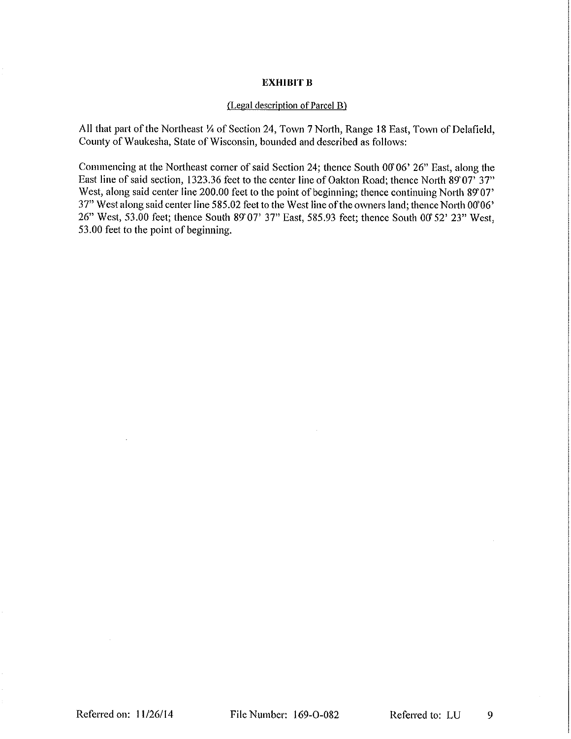**EXHIBIT B**

(Legal description of Parcel B)

All that part of the Northeast ¼ of Section 24, Town 7 North, Range 18 East, Town of Delafield, County of Waukesha, State of Wisconsin, bounded and described as follows:

Commencing at the Northeast corner of said Section 24; thence South 00°06' 26" East, along the East line of said section, 1323.36 feet to the center line of Oakton Road; thence North 89°07' 37" West, along said center line 200.00 feet to the point of beginning; thence continuing North 89°07' 37" West along said center line 585.02 feet to the West line of the owners land; thence North 00°06' 26" West, 53.00 feet; thence South 89°07' 37" East, 585.93 feet; thence South 00°52' 23" West, 53.00 feet to the point of beginning.

Referred on: 11/26/14 File Number: 169-O-082 Referred to: LU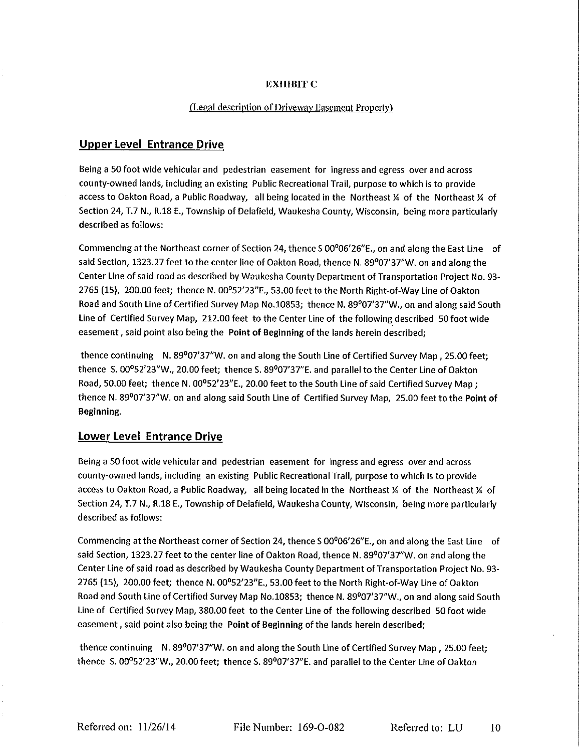**EXHIBIT C**

(Legal description of Driveway Easement Property)

## Upper Level Entrance Drive

Being a 50 foot wide vehicular and pedestrian easement for ingress and egress over and across county-owned lands, including an existing Public Recreational Trail, purpose to which is to provide access to Oakton Road, a Public Roadway, all being located in the Northeast ¼ of the Northeast ¼ of Section 24, T.7 N., R.18 E., Township of Delafield, Waukesha County, Wisconsin, being more particularly described as follows:

Commencing at the Northeast corner of Section 24, thence S 00°06'26"E., on and along the East Line of said Section, 1323.27 feet to the center line of Oakton Road, thence N. 89°07'37"W. on and along the Center Line of said road as described by Waukesha County Department of Transportation Project No. 93-2765 (15), 200.00 feet; thence N. 00°52'23"E., 53.00 feet to the North Right-of-Way Line of Oakton Road and South Line of Certified Survey Map No.10853; thence N. 89°07'37"W., on and along said South Line of Certified Survey Map, 212.00 feet to the Center Line of the following described 50 foot wide easement, said point also being the **Point of Beginning** of the lands herein described;

thence continuing N. 89°07'37"W. on and along the South Line of Certified Survey Map, 25.00 feet; thence S. 00°52'23"W., 20.00 feet; thence S. 89°07'37"E. and parallel to the Center Line of Oakton Road, 50.00 feet; thence N. 00°52'23"E., 20.00 feet to the South Line of said Certified Survey Map; thence N. 89°07'37"W. on and along said South Line of Certified Survey Map, 25.00 feet to the **Point of Beginning.**

## Lower Level Entrance Drive

Being a 50 foot wide vehicular and pedestrian easement for ingress and egress over and across county-owned lands, including an existing Public Recreational Trail, purpose to which is to provide access to Oakton Road, a Public Roadway, all being located in the Northeast ¼ of the Northeast ¼ of Section 24, T.7 N., R.18 E., Township of Delafield, Waukesha County, Wisconsin, being more particularly described as follows:

Commencing at the Northeast corner of Section 24, thence S 00°06'26"E., on and along the East Line of said Section, 1323.27 feet to the center line of Oakton Road, thence N. 89°07'37"W. on and along the Center Line of said road as described by Waukesha County Department of Transportation Project No. 93-2765 (15), 200.00 feet; thence N. 00°52'23"E., 53.00 feet to the North Right-of-Way Line of Oakton Road and South Line of Certified Survey Map No.10853; thence N. 89°07'37"W., on and along said South Line of Certified Survey Map, 380.00 feet to the Center Line of the following described 50 foot wide easement, said point also being the **Point of Beginning** of the lands herein described;

thence continuing N. 89°07'37"W. on and along the South Line of Certified Survey Map, 25.00 feet; thence S. 00°52'23"W., 20.00 feet; thence S. 89°07'37"E. and parallel to the Center Line of Oakton

Referred on: 11/26/14 File Number: 169-O-082 Referred to: LU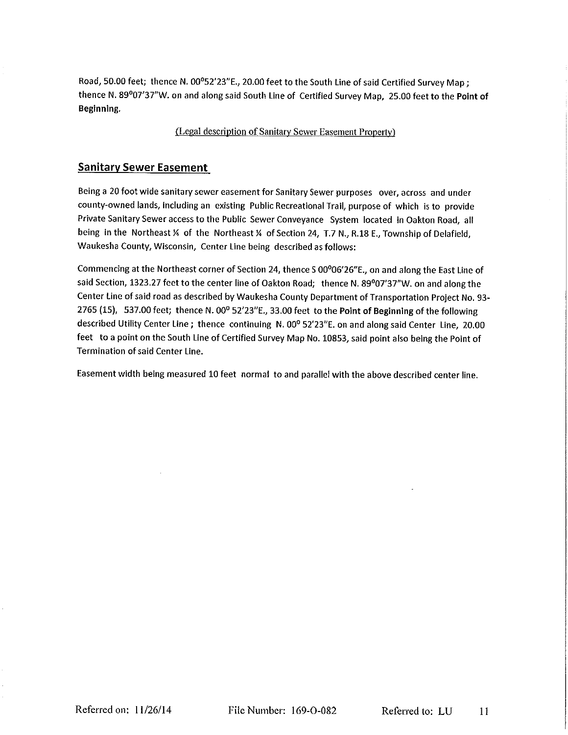Road, 50.00 feet; thence N. 00°52'23"E., 20.00 feet to the South Line of said Certified Survey Map ; thence N. 89°07'37"W. on and along said South Line of Certified Survey Map, 25.00 feet to the **Point of Beginning.**

(Legal description of Sanitary Sewer Easement Property)

## Sanitary Sewer Easement

Being a 20 foot wide sanitary sewer easement for Sanitary Sewer purposes over, across and under county-owned lands, including an existing Public Recreational Trail, purpose of which is to provide Private Sanitary Sewer access to the Public Sewer Conveyance System located in Oakton Road, all being in the Northeast ¼ of the Northeast ¼ of Section 24, T.7 N., R.18 E., Township of Delafield, Waukesha County, Wisconsin, Center Line being described as follows:

Commencing at the Northeast corner of Section 24, thence S 00°06'26"E., on and along the East Line of said Section, 1323.27 feet to the center line of Oakton Road; thence N. 89°07'37"W. on and along the Center Line of said road as described by Waukesha County Department of Transportation Project No. 93-2765 (15), 537.00 feet; thence N. 00° 52'23"E., 33.00 feet to the **Point of Beginning** of the following described Utility Center Line ; thence continuing N. 00° 52'23"E. on and along said Center Line, 20.00 feet to a point on the South Line of Certified Survey Map No. 10853, said point also being the Point of Termination of said Center Line.

Easement width being measured 10 feet normal to and parallel with the above described center line.